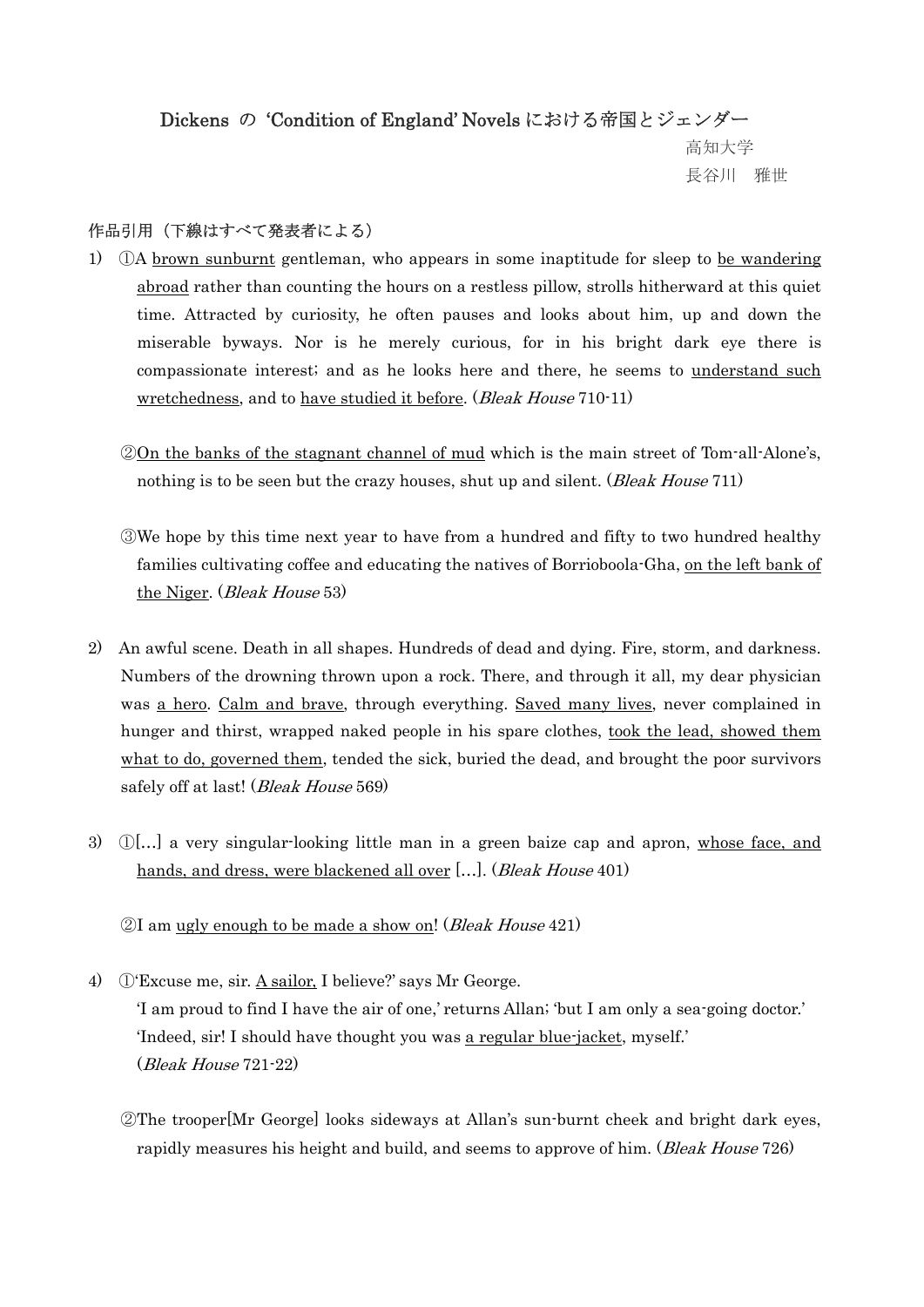# Dickens の 'Condition of England' Novels における帝国とジェンダー

高知大学

長谷川　雅世

作品引用（下線はすべて発表者による）

1) ①A <u>brown sunburnt</u> gentleman, who appears in some inaptitude for sleep to <u>be wandering abroad</u> rather than counting the hours on a restless pillow, strolls hitherward at this quiet time. Attracted by curiosity, he often pauses and looks about him, up and down the miserable byways. Nor is he merely curious, for in his bright dark eye there is compassionate interest; and as he looks here and there, he seems to <u>understand such wretchedness</u>, and to <u>have studied it before</u>. (*Bleak House* 710-11)

   ②<u>On the banks of the stagnant channel of mud</u> which is the main street of Tom-all-Alone's, nothing is to be seen but the crazy houses, shut up and silent. (*Bleak House* 711)

   ③We hope by this time next year to have from a hundred and fifty to two hundred healthy families cultivating coffee and educating the natives of Borrioboola-Gha, <u>on the left bank of the Niger</u>. (*Bleak House* 53)

2) An awful scene. Death in all shapes. Hundreds of dead and dying. Fire, storm, and darkness. Numbers of the drowning thrown upon a rock. There, and through it all, my dear physician was <u>a hero</u>. <u>Calm and brave</u>, through everything. <u>Saved many lives</u>, never complained in hunger and thirst, wrapped naked people in his spare clothes, <u>took the lead, showed them what to do, governed them</u>, tended the sick, buried the dead, and brought the poor survivors safely off at last! (*Bleak House* 569)

3) ①[…] a very singular-looking little man in a green baize cap and apron, <u>whose face, and hands, and dress, were blackened all over</u> […]. (*Bleak House* 401)

   ②I am <u>ugly enough to be made a show on</u>! (*Bleak House* 421)

4) ①'Excuse me, sir. <u>A sailor,</u> I believe?' says Mr George.
   'I am proud to find I have the air of one,' returns Allan; 'but I am only a sea-going doctor.'
   'Indeed, sir! I should have thought you was <u>a regular blue-jacket</u>, myself.'
   (*Bleak House* 721-22)

   ②The trooper[Mr George] looks sideways at Allan's sun-burnt cheek and bright dark eyes, rapidly measures his height and build, and seems to approve of him. (*Bleak House* 726)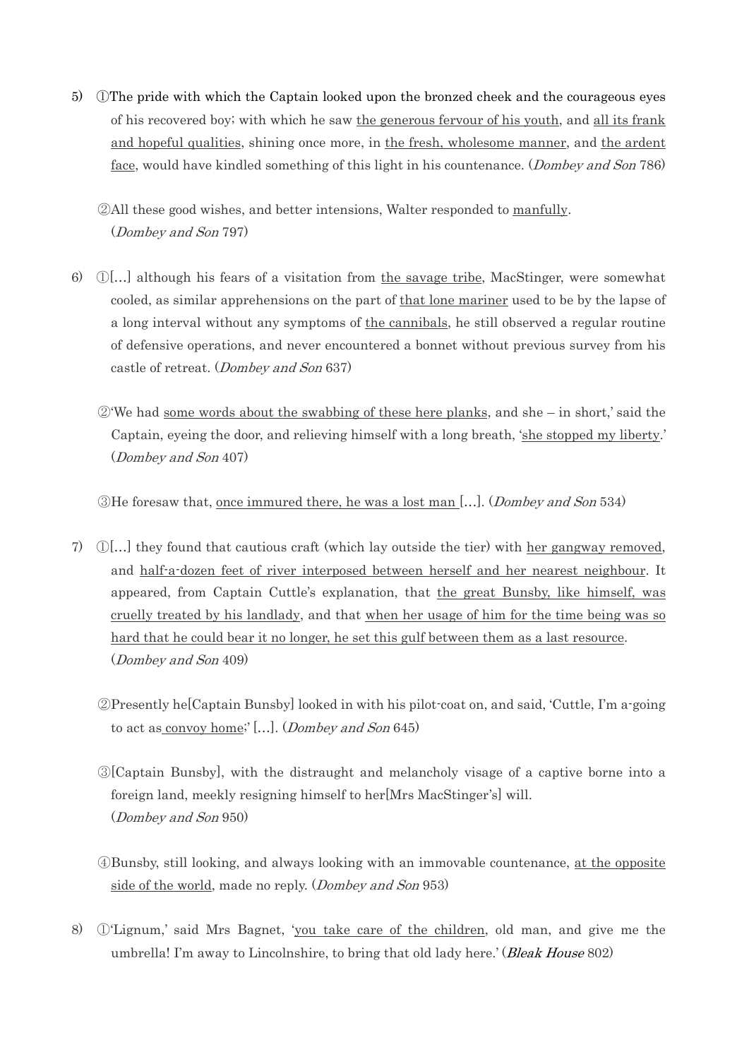5) ①The pride with which the Captain looked upon the bronzed cheek and the courageous eyes of his recovered boy; with which he saw <u>the generous fervour of his youth</u>, and <u>all its frank and hopeful qualities</u>, shining once more, in <u>the fresh, wholesome manner</u>, and <u>the ardent face</u>, would have kindled something of this light in his countenance. (*Dombey and Son* 786)

   ②All these good wishes, and better intensions, Walter responded to <u>manfully</u>. (*Dombey and Son* 797)

6) ①[…] although his fears of a visitation from <u>the savage tribe</u>, MacStinger, were somewhat cooled, as similar apprehensions on the part of <u>that lone mariner</u> used to be by the lapse of a long interval without any symptoms of <u>the cannibals</u>, he still observed a regular routine of defensive operations, and never encountered a bonnet without previous survey from his castle of retreat. (*Dombey and Son* 637)

   ②'We had <u>some words about the swabbing of these here planks</u>, and she – in short,' said the Captain, eyeing the door, and relieving himself with a long breath, '<u>she stopped my liberty</u>.' (*Dombey and Son* 407)

   ③He foresaw that, <u>once immured there, he was a lost man</u> […]. (*Dombey and Son* 534)

7) ①[…] they found that cautious craft (which lay outside the tier) with <u>her gangway removed</u>, and <u>half-a-dozen feet of river interposed between herself and her nearest neighbour</u>. It appeared, from Captain Cuttle's explanation, that <u>the great Bunsby, like himself, was cruelly treated by his landlady</u>, and that <u>when her usage of him for the time being was so hard that he could bear it no longer, he set this gulf between them as a last resource</u>. (*Dombey and Son* 409)

   ②Presently he[Captain Bunsby] looked in with his pilot-coat on, and said, 'Cuttle, I'm a-going to act as <u>convoy home</u>;' […]. (*Dombey and Son* 645)

   ③[Captain Bunsby], with the distraught and melancholy visage of a captive borne into a foreign land, meekly resigning himself to her[Mrs MacStinger's] will. (*Dombey and Son* 950)

   ④Bunsby, still looking, and always looking with an immovable countenance, <u>at the opposite side of the world</u>, made no reply. (*Dombey and Son* 953)

8) ①'Lignum,' said Mrs Bagnet, '<u>you take care of the children</u>, old man, and give me the umbrella! I'm away to Lincolnshire, to bring that old lady here.' (*Bleak House* 802)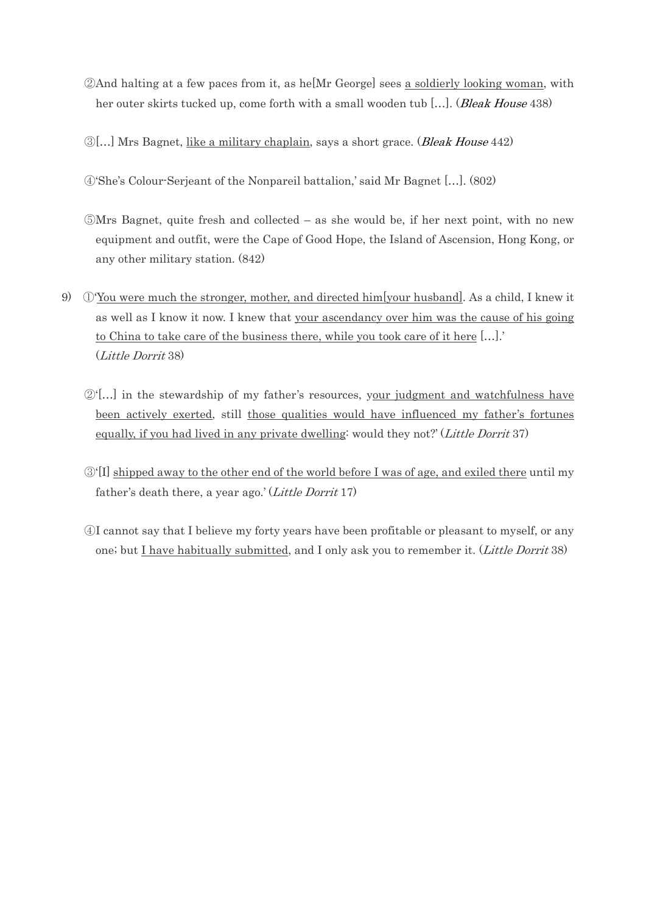②And halting at a few paces from it, as he[Mr George] sees <u>a soldierly looking woman</u>, with her outer skirts tucked up, come forth with a small wooden tub […]. (*Bleak House* 438)

③[…] Mrs Bagnet, <u>like a military chaplain</u>, says a short grace. (*Bleak House* 442)

④'She's Colour-Serjeant of the Nonpareil battalion,' said Mr Bagnet […]. (802)

⑤Mrs Bagnet, quite fresh and collected – as she would be, if her next point, with no new equipment and outfit, were the Cape of Good Hope, the Island of Ascension, Hong Kong, or any other military station. (842)

9) ①'<u>You were much the stronger, mother, and directed him[your husband]</u>. As a child, I knew it as well as I know it now. I knew that <u>your ascendancy over him was the cause of his going to China to take care of the business there, while you took care of it here</u> […].' (*Little Dorrit* 38)

②'[…] in the stewardship of my father's resources, <u>your judgment and watchfulness have been actively exerted</u>, still <u>those qualities would have influenced my father's fortunes equally, if you had lived in any private dwelling</u>: would they not?' (*Little Dorrit* 37)

③'[I] <u>shipped away to the other end of the world before I was of age, and exiled there</u> until my father's death there, a year ago.' (*Little Dorrit* 17)

④I cannot say that I believe my forty years have been profitable or pleasant to myself, or any one; but <u>I have habitually submitted</u>, and I only ask you to remember it. (*Little Dorrit* 38)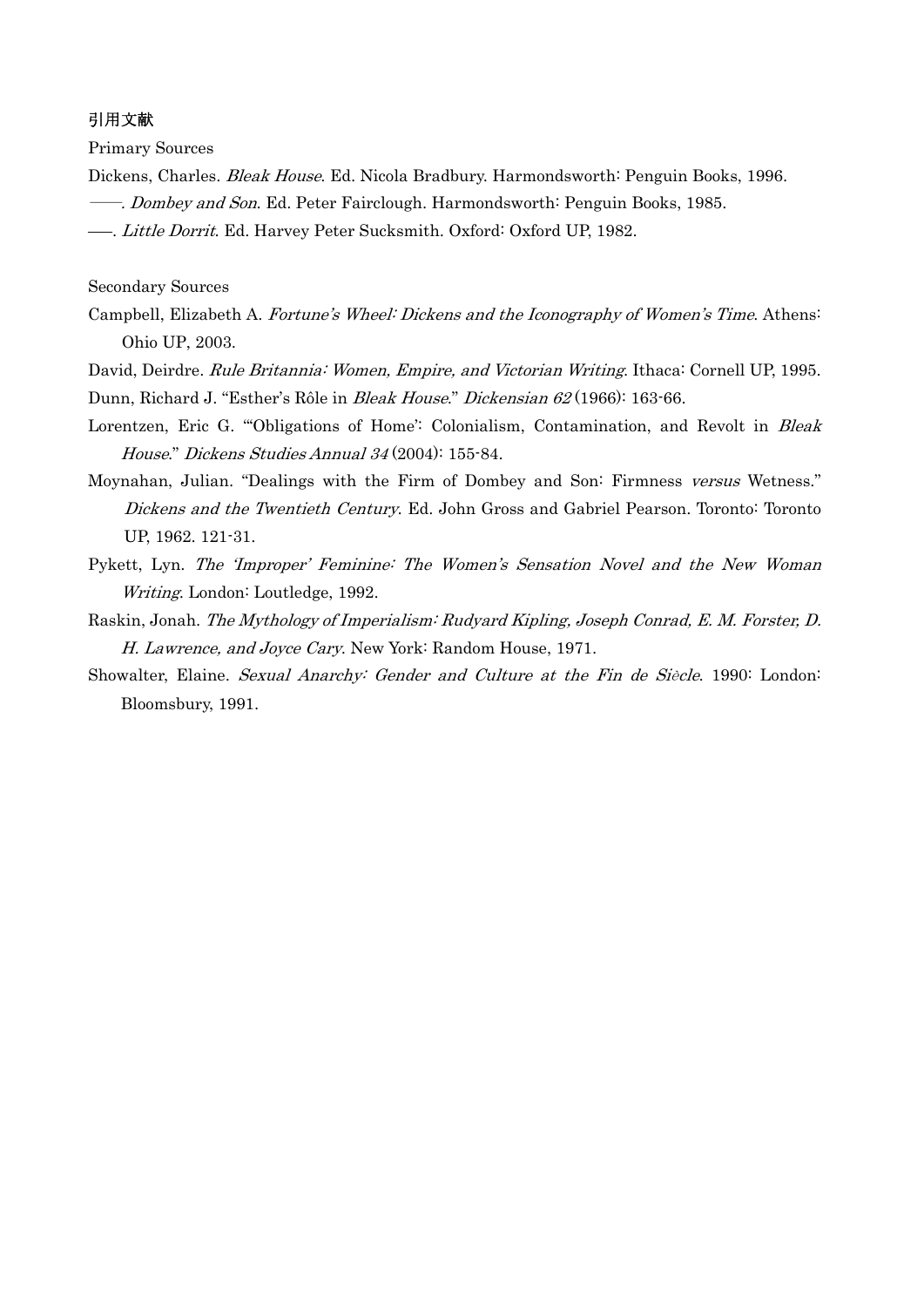## 引用文献

Primary Sources

Dickens, Charles. *Bleak House*. Ed. Nicola Bradbury. Harmondsworth: Penguin Books, 1996.

——. *Dombey and Son*. Ed. Peter Fairclough. Harmondsworth: Penguin Books, 1985.

——. *Little Dorrit*. Ed. Harvey Peter Sucksmith. Oxford: Oxford UP, 1982.

Secondary Sources

Campbell, Elizabeth A. *Fortune's Wheel: Dickens and the Iconography of Women's Time*. Athens: Ohio UP, 2003.

David, Deirdre. *Rule Britannia: Women, Empire, and Victorian Writing*. Ithaca: Cornell UP, 1995.

Dunn, Richard J. "Esther's Rôle in *Bleak House*." *Dickensian 62* (1966): 163-66.

Lorentzen, Eric G. "'Obligations of Home': Colonialism, Contamination, and Revolt in *Bleak House*." *Dickens Studies Annual 34* (2004): 155-84.

Moynahan, Julian. "Dealings with the Firm of Dombey and Son: Firmness *versus* Wetness." *Dickens and the Twentieth Century*. Ed. John Gross and Gabriel Pearson. Toronto: Toronto UP, 1962. 121-31.

Pykett, Lyn. *The 'Improper' Feminine: The Women's Sensation Novel and the New Woman Writing*. London: Loutledge, 1992.

Raskin, Jonah. *The Mythology of Imperialism: Rudyard Kipling, Joseph Conrad, E. M. Forster, D. H. Lawrence, and Joyce Cary*. New York: Random House, 1971.

Showalter, Elaine. *Sexual Anarchy: Gender and Culture at the Fin de Siècle*. 1990: London: Bloomsbury, 1991.